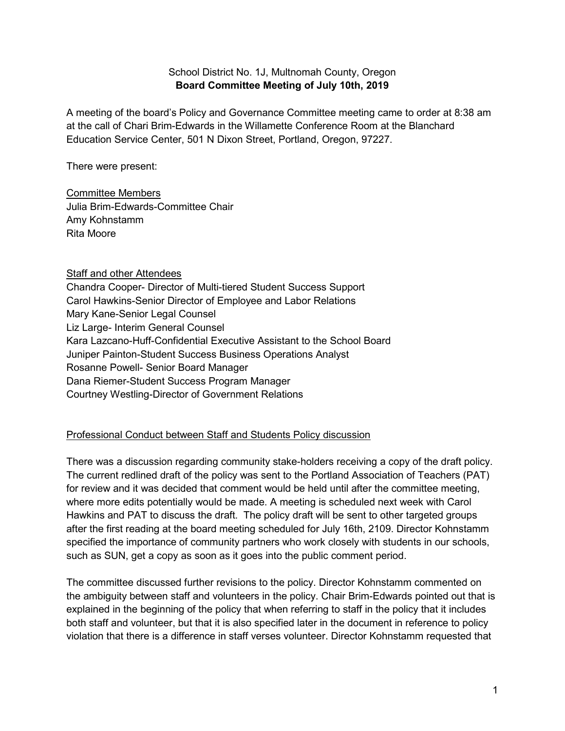School District No. 1J, Multnomah County, Oregon

**Board Committee Meeting of July 10th, 2019**

A meeting of the board's Policy and Governance Committee meeting came to order at 8:38 am at the call of Chari Brim-Edwards in the Willamette Conference Room at the Blanchard Education Service Center, 501 N Dixon Street, Portland, Oregon, 97227.

There were present:

Committee Members
Julia Brim-Edwards-Committee Chair
Amy Kohnstamm
Rita Moore

Staff and other Attendees
Chandra Cooper- Director of Multi-tiered Student Success Support
Carol Hawkins-Senior Director of Employee and Labor Relations
Mary Kane-Senior Legal Counsel
Liz Large- Interim General Counsel
Kara Lazcano-Huff-Confidential Executive Assistant to the School Board
Juniper Painton-Student Success Business Operations Analyst
Rosanne Powell- Senior Board Manager
Dana Riemer-Student Success Program Manager
Courtney Westling-Director of Government Relations

Professional Conduct between Staff and Students Policy discussion

There was a discussion regarding community stake-holders receiving a copy of the draft policy. The current redlined draft of the policy was sent to the Portland Association of Teachers (PAT) for review and it was decided that comment would be held until after the committee meeting, where more edits potentially would be made. A meeting is scheduled next week with Carol Hawkins and PAT to discuss the draft. The policy draft will be sent to other targeted groups after the first reading at the board meeting scheduled for July 16th, 2109. Director Kohnstamm specified the importance of community partners who work closely with students in our schools, such as SUN, get a copy as soon as it goes into the public comment period.

The committee discussed further revisions to the policy. Director Kohnstamm commented on the ambiguity between staff and volunteers in the policy. Chair Brim-Edwards pointed out that is explained in the beginning of the policy that when referring to staff in the policy that it includes both staff and volunteer, but that it is also specified later in the document in reference to policy violation that there is a difference in staff verses volunteer. Director Kohnstamm requested that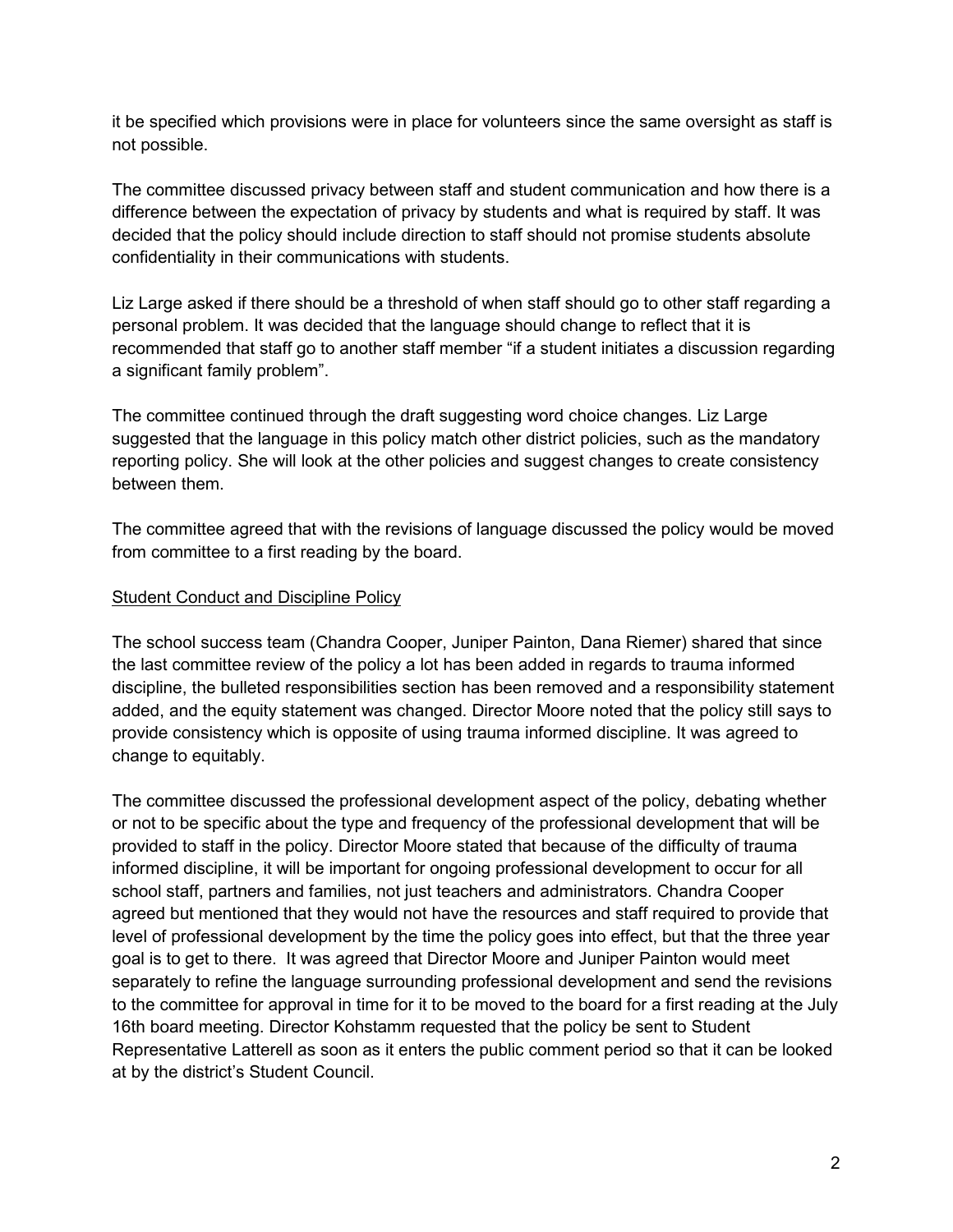it be specified which provisions were in place for volunteers since the same oversight as staff is not possible.

The committee discussed privacy between staff and student communication and how there is a difference between the expectation of privacy by students and what is required by staff. It was decided that the policy should include direction to staff should not promise students absolute confidentiality in their communications with students.

Liz Large asked if there should be a threshold of when staff should go to other staff regarding a personal problem. It was decided that the language should change to reflect that it is recommended that staff go to another staff member "if a student initiates a discussion regarding a significant family problem".

The committee continued through the draft suggesting word choice changes. Liz Large suggested that the language in this policy match other district policies, such as the mandatory reporting policy. She will look at the other policies and suggest changes to create consistency between them.

The committee agreed that with the revisions of language discussed the policy would be moved from committee to a first reading by the board.

<u>Student Conduct and Discipline Policy</u>

The school success team (Chandra Cooper, Juniper Painton, Dana Riemer) shared that since the last committee review of the policy a lot has been added in regards to trauma informed discipline, the bulleted responsibilities section has been removed and a responsibility statement added, and the equity statement was changed. Director Moore noted that the policy still says to provide consistency which is opposite of using trauma informed discipline. It was agreed to change to equitably.

The committee discussed the professional development aspect of the policy, debating whether or not to be specific about the type and frequency of the professional development that will be provided to staff in the policy. Director Moore stated that because of the difficulty of trauma informed discipline, it will be important for ongoing professional development to occur for all school staff, partners and families, not just teachers and administrators. Chandra Cooper agreed but mentioned that they would not have the resources and staff required to provide that level of professional development by the time the policy goes into effect, but that the three year goal is to get to there. It was agreed that Director Moore and Juniper Painton would meet separately to refine the language surrounding professional development and send the revisions to the committee for approval in time for it to be moved to the board for a first reading at the July 16th board meeting. Director Kohstamm requested that the policy be sent to Student Representative Latterell as soon as it enters the public comment period so that it can be looked at by the district's Student Council.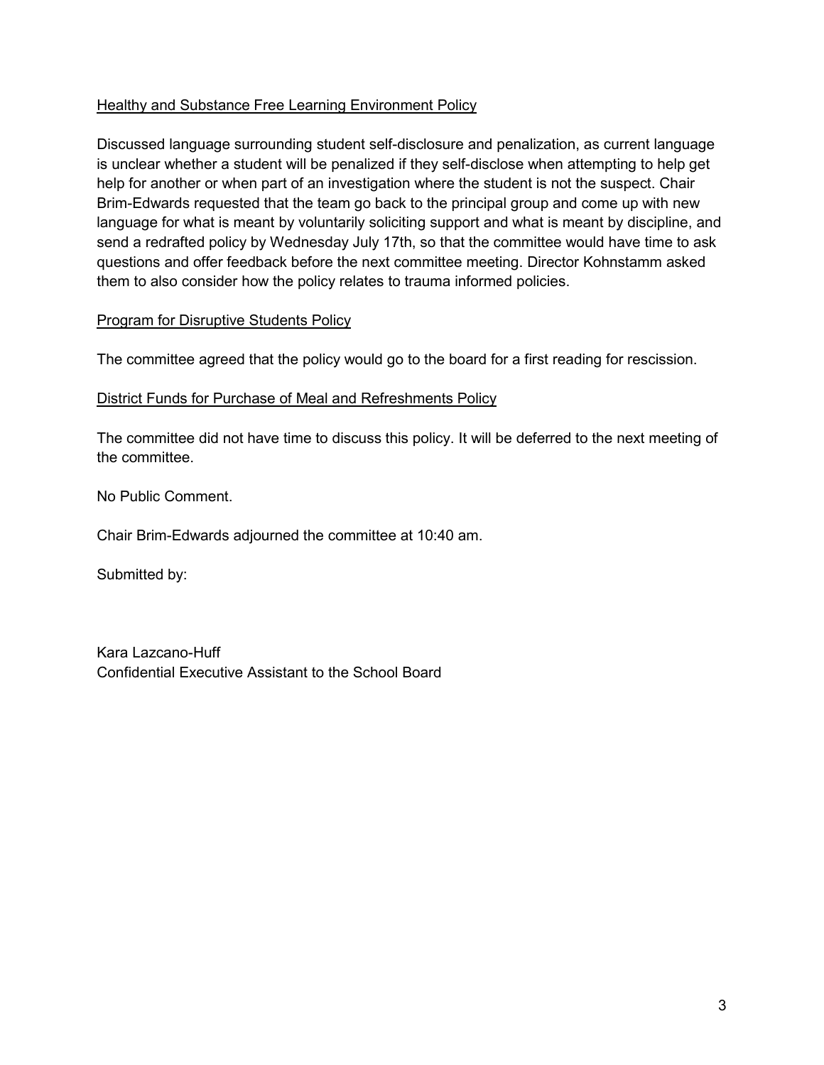<u>Healthy and Substance Free Learning Environment Policy</u>

Discussed language surrounding student self-disclosure and penalization, as current language is unclear whether a student will be penalized if they self-disclose when attempting to help get help for another or when part of an investigation where the student is not the suspect. Chair Brim-Edwards requested that the team go back to the principal group and come up with new language for what is meant by voluntarily soliciting support and what is meant by discipline, and send a redrafted policy by Wednesday July 17th, so that the committee would have time to ask questions and offer feedback before the next committee meeting. Director Kohnstamm asked them to also consider how the policy relates to trauma informed policies.

<u>Program for Disruptive Students Policy</u>

The committee agreed that the policy would go to the board for a first reading for rescission.

<u>District Funds for Purchase of Meal and Refreshments Policy</u>

The committee did not have time to discuss this policy. It will be deferred to the next meeting of the committee.

No Public Comment.

Chair Brim-Edwards adjourned the committee at 10:40 am.

Submitted by:

Kara Lazcano-Huff
Confidential Executive Assistant to the School Board